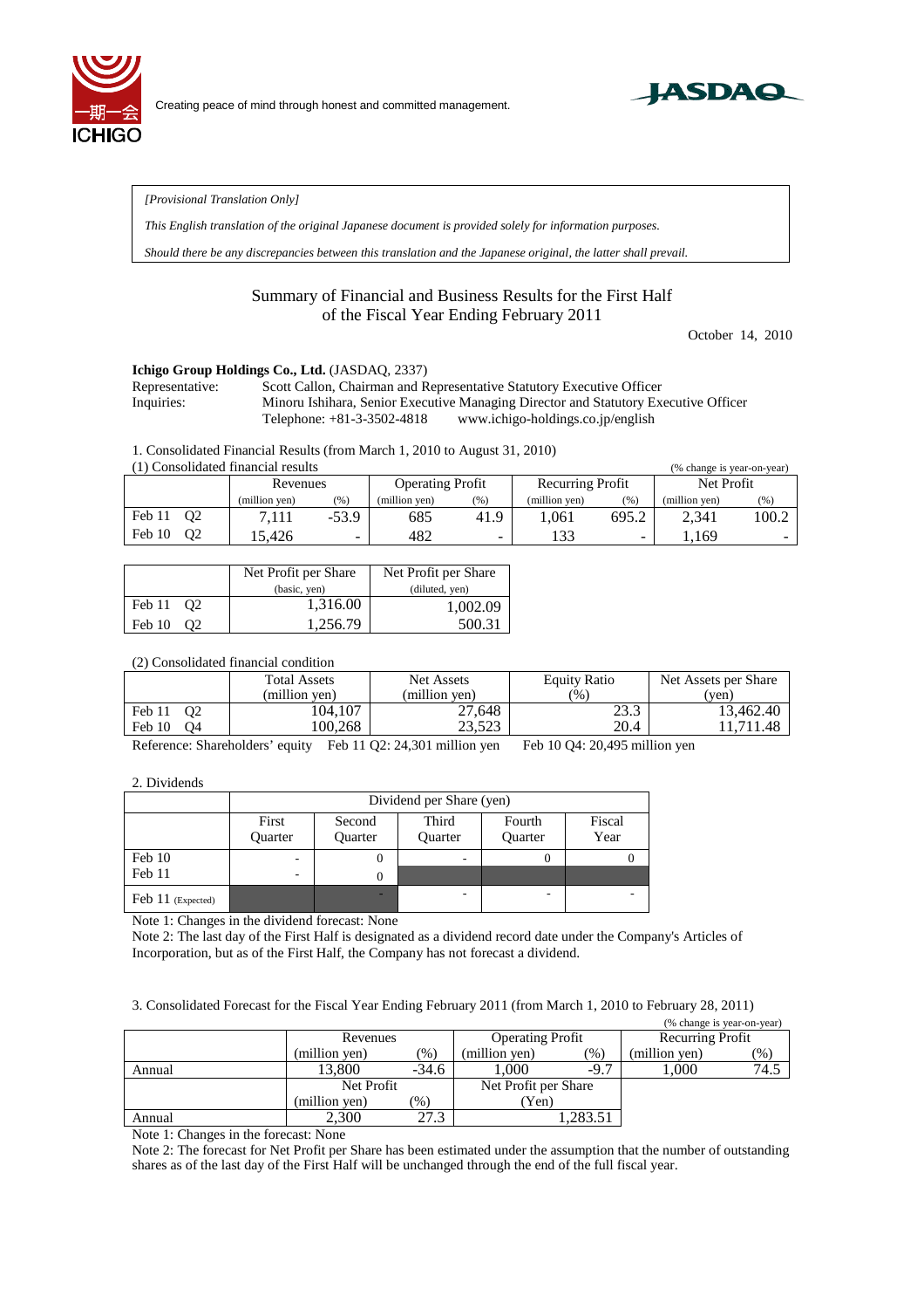Creating peace of mind through honest and committed management.

*[Provisional Translation Only]*

*This English translation of the original Japanese document is provided solely for information purposes.*

*Should there be any discrepancies between this translation and the Japanese original, the latter shall prevail.*

# Summary of Financial and Business Results for the First Half of the Fiscal Year Ending February 2011

October 14, 2010

**Ichigo Group Holdings Co., Ltd.** (JASDAQ, 2337)

Representative: Scott Callon, Chairman and Representative Statutory Executive Officer
Inquiries: Minoru Ishihara, Senior Executive Managing Director and Statutory Executive Officer
Telephone: +81-3-3502-4818 www.ichigo-holdings.co.jp/english

1. Consolidated Financial Results (from March 1, 2010 to August 31, 2010)

(1) Consolidated financial results

(% change is year-on-year)

| | Revenues | | Operating Profit | | Recurring Profit | | Net Profit | |
|---|---|---|---|---|---|---|---|---|
| | (million yen) | (%) | (million yen) | (%) | (million yen) | (%) | (million yen) | (%) |
| Feb 11 Q2 | 7,111 | -53.9 | 685 | 41.9 | 1,061 | 695.2 | 2,341 | 100.2 |
| Feb 10 Q2 | 15,426 | - | 482 | - | 133 | - | 1,169 | - |

| | Net Profit per Share (basic, yen) | Net Profit per Share (diluted, yen) |
|---|---|---|
| Feb 11 Q2 | 1,316.00 | 1,002.09 |
| Feb 10 Q2 | 1,256.79 | 500.31 |

(2) Consolidated financial condition

| | Total Assets (million yen) | Net Assets (million yen) | Equity Ratio (%) | Net Assets per Share (yen) |
|---|---|---|---|---|
| Feb 11 Q2 | 104,107 | 27,648 | 23.3 | 13,462.40 |
| Feb 10 Q4 | 100,268 | 23,523 | 20.4 | 11,711.48 |

Reference: Shareholders' equity Feb 11 Q2: 24,301 million yen Feb 10 Q4: 20,495 million yen

2. Dividends

| | Dividend per Share (yen) | | | | |
|---|---|---|---|---|---|
| | First Quarter | Second Quarter | Third Quarter | Fourth Quarter | Fiscal Year |
| Feb 10 | - | 0 | - | 0 | 0 |
| Feb 11 | - | 0 | | | |
| Feb 11 (Expected) | | | - | - | - |

Note 1: Changes in the dividend forecast: None

Note 2: The last day of the First Half is designated as a dividend record date under the Company's Articles of Incorporation, but as of the First Half, the Company has not forecast a dividend.

3. Consolidated Forecast for the Fiscal Year Ending February 2011 (from March 1, 2010 to February 28, 2011)

(% change is year-on-year)

| | Revenues | | Operating Profit | | Recurring Profit | |
|---|---|---|---|---|---|---|
| | (million yen) | (%) | (million yen) | (%) | (million yen) | (%) |
| Annual | 13,800 | -34.6 | 1,000 | -9.7 | 1,000 | 74.5 |
| | Net Profit | | Net Profit per Share | | | |
| | (million yen) | (%) | (Yen) | | | |
| Annual | 2,300 | 27.3 | 1,283.51 | | | |

Note 1: Changes in the forecast: None

Note 2: The forecast for Net Profit per Share has been estimated under the assumption that the number of outstanding shares as of the last day of the First Half will be unchanged through the end of the full fiscal year.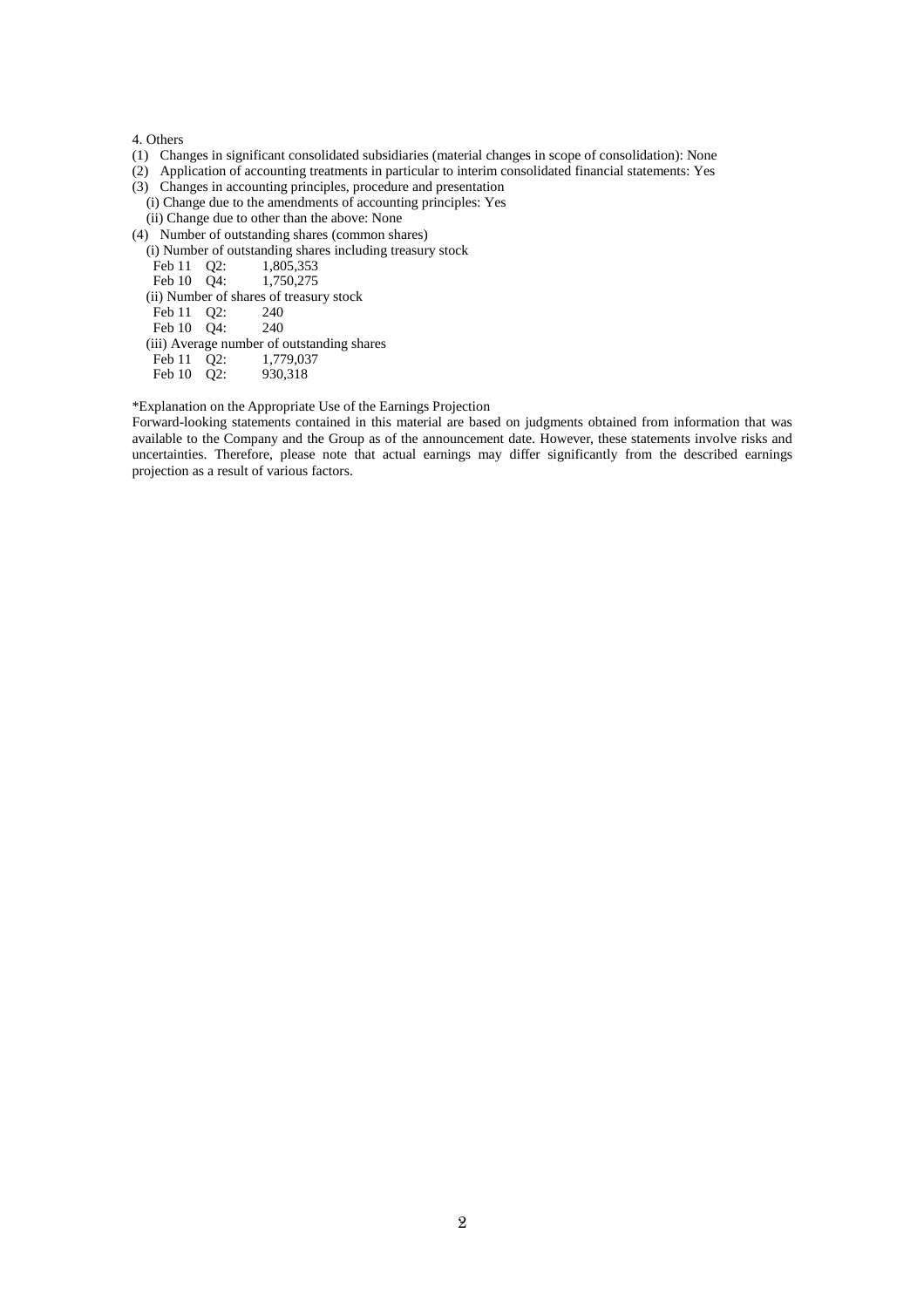4. Others

(1) Changes in significant consolidated subsidiaries (material changes in scope of consolidation): None

(2) Application of accounting treatments in particular to interim consolidated financial statements: Yes

(3) Changes in accounting principles, procedure and presentation

(i) Change due to the amendments of accounting principles: Yes

(ii) Change due to other than the above: None

(4) Number of outstanding shares (common shares)

(i) Number of outstanding shares including treasury stock

| | | |
|---|---|---|
| Feb 11 | Q2: | 1,805,353 |
| Feb 10 | Q4: | 1,750,275 |

(ii) Number of shares of treasury stock

| | | |
|---|---|---|
| Feb 11 | Q2: | 240 |
| Feb 10 | Q4: | 240 |

(iii) Average number of outstanding shares

| | | |
|---|---|---|
| Feb 11 | Q2: | 1,779,037 |
| Feb 10 | Q2: | 930,318 |

*Explanation on the Appropriate Use of the Earnings Projection

Forward-looking statements contained in this material are based on judgments obtained from information that was available to the Company and the Group as of the announcement date. However, these statements involve risks and uncertainties. Therefore, please note that actual earnings may differ significantly from the described earnings projection as a result of various factors.